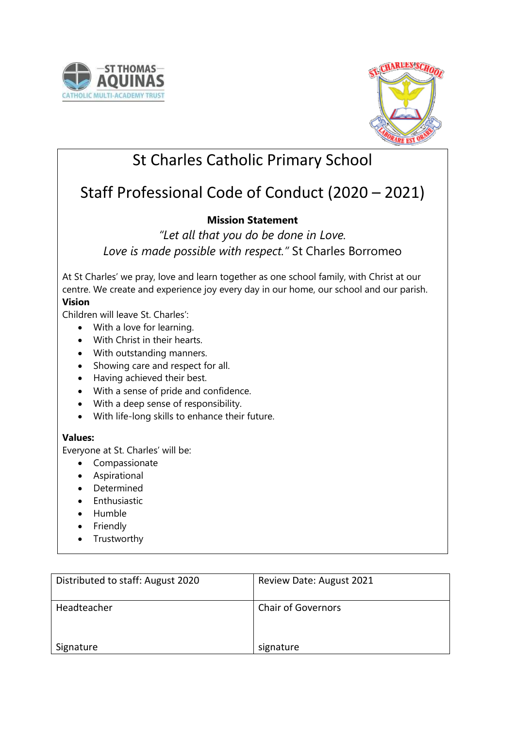# St Charles Catholic Primary School

# Staff Professional Code of Conduct (2020 – 2021)

**Mission Statement**

*"Let all that you do be done in Love.*
*Love is made possible with respect."* St Charles Borromeo

At St Charles' we pray, love and learn together as one school family, with Christ at our centre. We create and experience joy every day in our home, our school and our parish.

**Vision**

Children will leave St. Charles':

- With a love for learning.
- With Christ in their hearts.
- With outstanding manners.
- Showing care and respect for all.
- Having achieved their best.
- With a sense of pride and confidence.
- With a deep sense of responsibility.
- With life-long skills to enhance their future.

**Values:**

Everyone at St. Charles' will be:

- Compassionate
- Aspirational
- Determined
- Enthusiastic
- Humble
- Friendly
- Trustworthy

| Distributed to staff: August 2020 | Review Date: August 2021 |
|---|---|
| Headteacher<br><br>Signature | Chair of Governors<br><br>signature |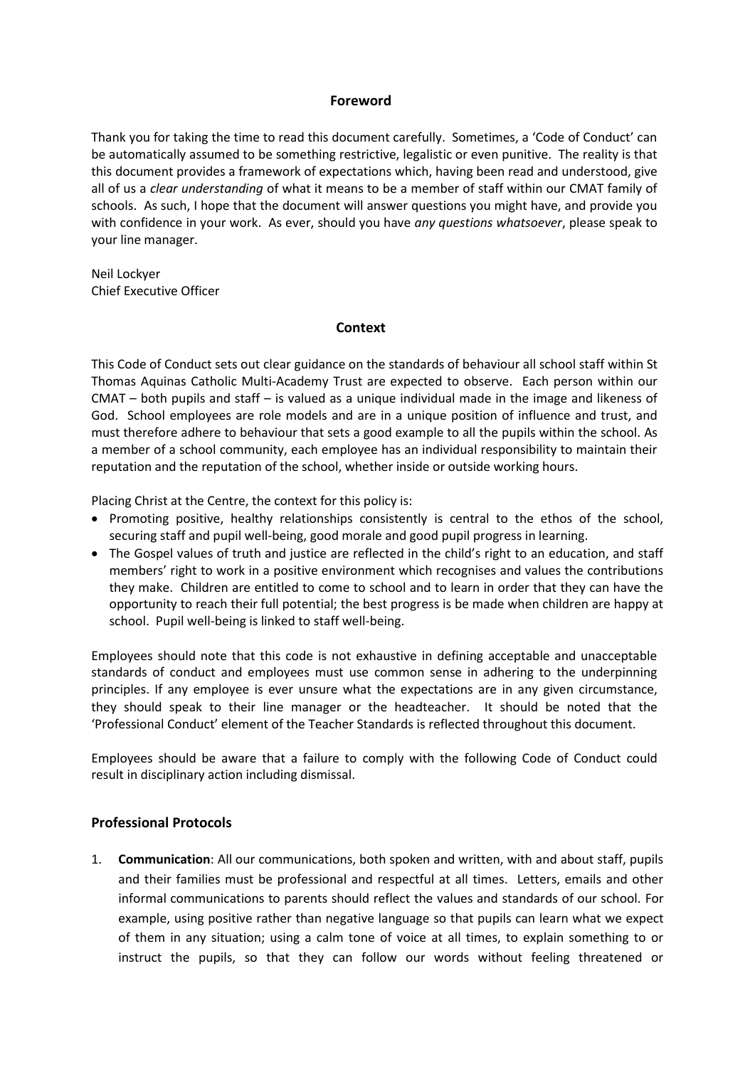## Foreword

Thank you for taking the time to read this document carefully. Sometimes, a 'Code of Conduct' can be automatically assumed to be something restrictive, legalistic or even punitive. The reality is that this document provides a framework of expectations which, having been read and understood, give all of us a *clear understanding* of what it means to be a member of staff within our CMAT family of schools. As such, I hope that the document will answer questions you might have, and provide you with confidence in your work. As ever, should you have *any questions whatsoever*, please speak to your line manager.

Neil Lockyer
Chief Executive Officer

## Context

This Code of Conduct sets out clear guidance on the standards of behaviour all school staff within St Thomas Aquinas Catholic Multi-Academy Trust are expected to observe. Each person within our CMAT – both pupils and staff – is valued as a unique individual made in the image and likeness of God. School employees are role models and are in a unique position of influence and trust, and must therefore adhere to behaviour that sets a good example to all the pupils within the school. As a member of a school community, each employee has an individual responsibility to maintain their reputation and the reputation of the school, whether inside or outside working hours.

Placing Christ at the Centre, the context for this policy is:

- Promoting positive, healthy relationships consistently is central to the ethos of the school, securing staff and pupil well-being, good morale and good pupil progress in learning.
- The Gospel values of truth and justice are reflected in the child's right to an education, and staff members' right to work in a positive environment which recognises and values the contributions they make. Children are entitled to come to school and to learn in order that they can have the opportunity to reach their full potential; the best progress is be made when children are happy at school. Pupil well-being is linked to staff well-being.

Employees should note that this code is not exhaustive in defining acceptable and unacceptable standards of conduct and employees must use common sense in adhering to the underpinning principles. If any employee is ever unsure what the expectations are in any given circumstance, they should speak to their line manager or the headteacher. It should be noted that the 'Professional Conduct' element of the Teacher Standards is reflected throughout this document.

Employees should be aware that a failure to comply with the following Code of Conduct could result in disciplinary action including dismissal.

## Professional Protocols

1. **Communication**: All our communications, both spoken and written, with and about staff, pupils and their families must be professional and respectful at all times. Letters, emails and other informal communications to parents should reflect the values and standards of our school. For example, using positive rather than negative language so that pupils can learn what we expect of them in any situation; using a calm tone of voice at all times, to explain something to or instruct the pupils, so that they can follow our words without feeling threatened or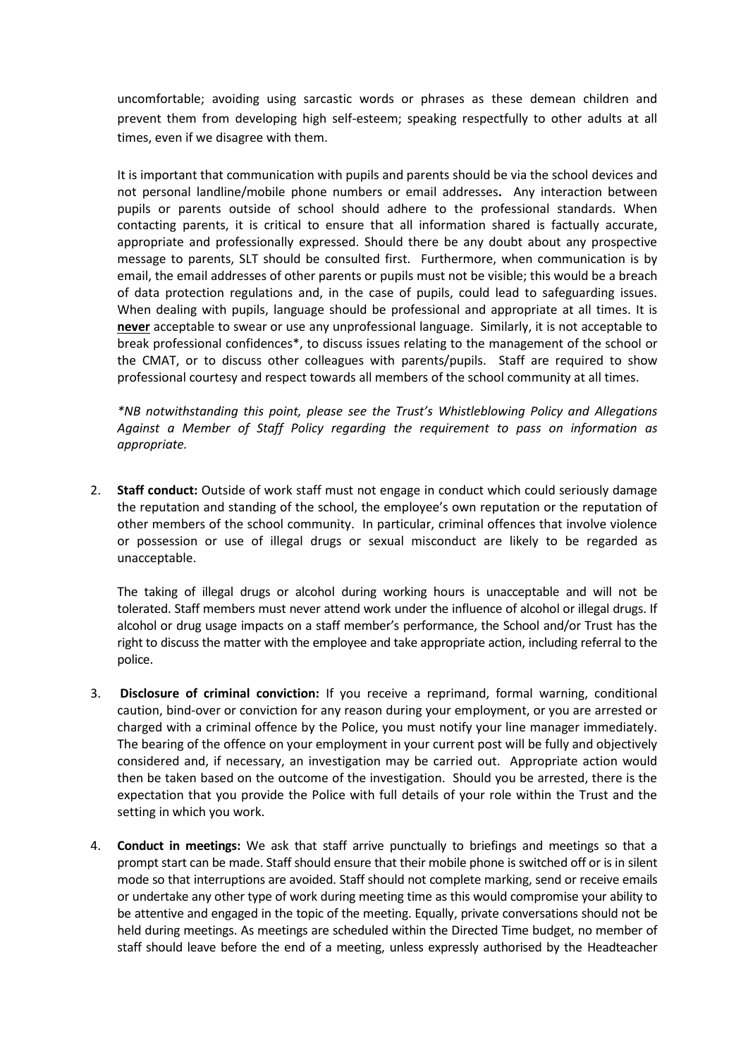uncomfortable; avoiding using sarcastic words or phrases as these demean children and prevent them from developing high self-esteem; speaking respectfully to other adults at all times, even if we disagree with them.

It is important that communication with pupils and parents should be via the school devices and not personal landline/mobile phone numbers or email addresses**.** Any interaction between pupils or parents outside of school should adhere to the professional standards. When contacting parents, it is critical to ensure that all information shared is factually accurate, appropriate and professionally expressed. Should there be any doubt about any prospective message to parents, SLT should be consulted first. Furthermore, when communication is by email, the email addresses of other parents or pupils must not be visible; this would be a breach of data protection regulations and, in the case of pupils, could lead to safeguarding issues. When dealing with pupils, language should be professional and appropriate at all times. It is **never** acceptable to swear or use any unprofessional language. Similarly, it is not acceptable to break professional confidences*, to discuss issues relating to the management of the school or the CMAT, or to discuss other colleagues with parents/pupils. Staff are required to show professional courtesy and respect towards all members of the school community at all times.

*\*NB notwithstanding this point, please see the Trust's Whistleblowing Policy and Allegations Against a Member of Staff Policy regarding the requirement to pass on information as appropriate.*

2. **Staff conduct:** Outside of work staff must not engage in conduct which could seriously damage the reputation and standing of the school, the employee's own reputation or the reputation of other members of the school community. In particular, criminal offences that involve violence or possession or use of illegal drugs or sexual misconduct are likely to be regarded as unacceptable.

   The taking of illegal drugs or alcohol during working hours is unacceptable and will not be tolerated. Staff members must never attend work under the influence of alcohol or illegal drugs. If alcohol or drug usage impacts on a staff member's performance, the School and/or Trust has the right to discuss the matter with the employee and take appropriate action, including referral to the police.

3. **Disclosure of criminal conviction:** If you receive a reprimand, formal warning, conditional caution, bind-over or conviction for any reason during your employment, or you are arrested or charged with a criminal offence by the Police, you must notify your line manager immediately. The bearing of the offence on your employment in your current post will be fully and objectively considered and, if necessary, an investigation may be carried out. Appropriate action would then be taken based on the outcome of the investigation. Should you be arrested, there is the expectation that you provide the Police with full details of your role within the Trust and the setting in which you work.

4. **Conduct in meetings:** We ask that staff arrive punctually to briefings and meetings so that a prompt start can be made. Staff should ensure that their mobile phone is switched off or is in silent mode so that interruptions are avoided. Staff should not complete marking, send or receive emails or undertake any other type of work during meeting time as this would compromise your ability to be attentive and engaged in the topic of the meeting. Equally, private conversations should not be held during meetings. As meetings are scheduled within the Directed Time budget, no member of staff should leave before the end of a meeting, unless expressly authorised by the Headteacher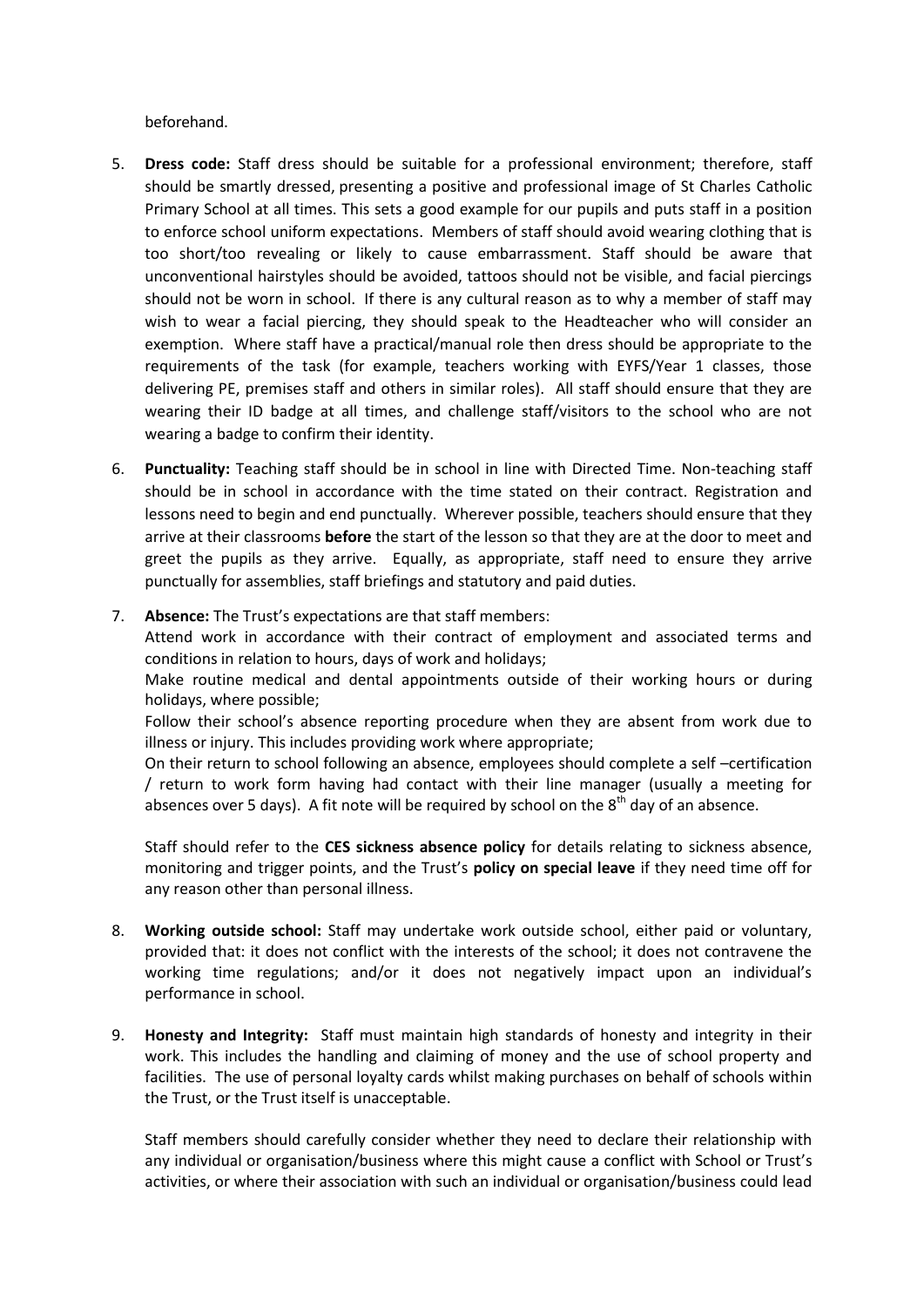beforehand.

5. **Dress code:** Staff dress should be suitable for a professional environment; therefore, staff should be smartly dressed, presenting a positive and professional image of St Charles Catholic Primary School at all times. This sets a good example for our pupils and puts staff in a position to enforce school uniform expectations. Members of staff should avoid wearing clothing that is too short/too revealing or likely to cause embarrassment. Staff should be aware that unconventional hairstyles should be avoided, tattoos should not be visible, and facial piercings should not be worn in school. If there is any cultural reason as to why a member of staff may wish to wear a facial piercing, they should speak to the Headteacher who will consider an exemption. Where staff have a practical/manual role then dress should be appropriate to the requirements of the task (for example, teachers working with EYFS/Year 1 classes, those delivering PE, premises staff and others in similar roles). All staff should ensure that they are wearing their ID badge at all times, and challenge staff/visitors to the school who are not wearing a badge to confirm their identity.

6. **Punctuality:** Teaching staff should be in school in line with Directed Time. Non-teaching staff should be in school in accordance with the time stated on their contract. Registration and lessons need to begin and end punctually. Wherever possible, teachers should ensure that they arrive at their classrooms **before** the start of the lesson so that they are at the door to meet and greet the pupils as they arrive. Equally, as appropriate, staff need to ensure they arrive punctually for assemblies, staff briefings and statutory and paid duties.

7. **Absence:** The Trust's expectations are that staff members:
   Attend work in accordance with their contract of employment and associated terms and conditions in relation to hours, days of work and holidays;
   Make routine medical and dental appointments outside of their working hours or during holidays, where possible;
   Follow their school's absence reporting procedure when they are absent from work due to illness or injury. This includes providing work where appropriate;
   On their return to school following an absence, employees should complete a self –certification / return to work form having had contact with their line manager (usually a meeting for absences over 5 days). A fit note will be required by school on the 8th day of an absence.

   Staff should refer to the **CES sickness absence policy** for details relating to sickness absence, monitoring and trigger points, and the Trust's **policy on special leave** if they need time off for any reason other than personal illness.

8. **Working outside school:** Staff may undertake work outside school, either paid or voluntary, provided that: it does not conflict with the interests of the school; it does not contravene the working time regulations; and/or it does not negatively impact upon an individual's performance in school.

9. **Honesty and Integrity:** Staff must maintain high standards of honesty and integrity in their work. This includes the handling and claiming of money and the use of school property and facilities. The use of personal loyalty cards whilst making purchases on behalf of schools within the Trust, or the Trust itself is unacceptable.

   Staff members should carefully consider whether they need to declare their relationship with any individual or organisation/business where this might cause a conflict with School or Trust's activities, or where their association with such an individual or organisation/business could lead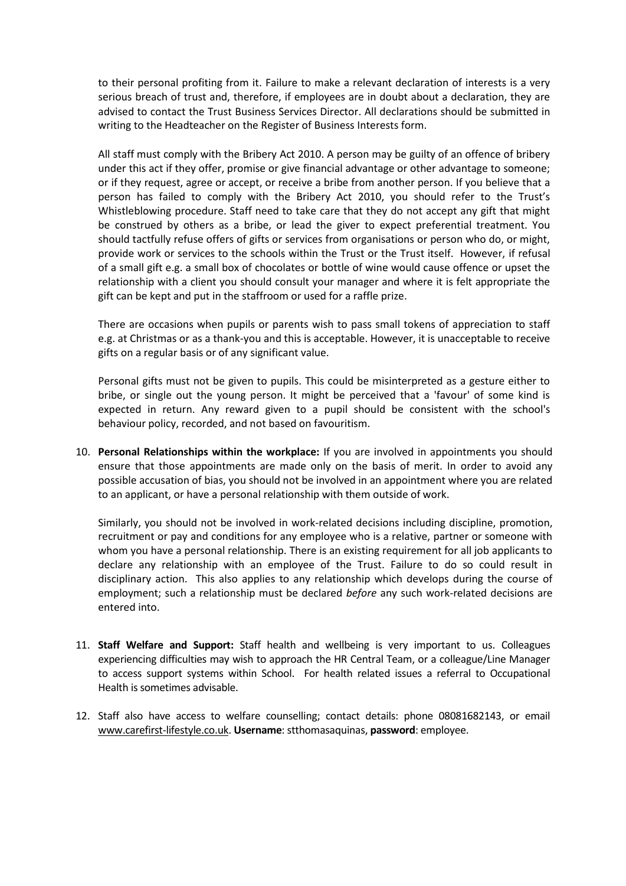to their personal profiting from it. Failure to make a relevant declaration of interests is a very serious breach of trust and, therefore, if employees are in doubt about a declaration, they are advised to contact the Trust Business Services Director. All declarations should be submitted in writing to the Headteacher on the Register of Business Interests form.

All staff must comply with the Bribery Act 2010. A person may be guilty of an offence of bribery under this act if they offer, promise or give financial advantage or other advantage to someone; or if they request, agree or accept, or receive a bribe from another person. If you believe that a person has failed to comply with the Bribery Act 2010, you should refer to the Trust's Whistleblowing procedure. Staff need to take care that they do not accept any gift that might be construed by others as a bribe, or lead the giver to expect preferential treatment. You should tactfully refuse offers of gifts or services from organisations or person who do, or might, provide work or services to the schools within the Trust or the Trust itself. However, if refusal of a small gift e.g. a small box of chocolates or bottle of wine would cause offence or upset the relationship with a client you should consult your manager and where it is felt appropriate the gift can be kept and put in the staffroom or used for a raffle prize.

There are occasions when pupils or parents wish to pass small tokens of appreciation to staff e.g. at Christmas or as a thank-you and this is acceptable. However, it is unacceptable to receive gifts on a regular basis or of any significant value.

Personal gifts must not be given to pupils. This could be misinterpreted as a gesture either to bribe, or single out the young person. It might be perceived that a 'favour' of some kind is expected in return. Any reward given to a pupil should be consistent with the school's behaviour policy, recorded, and not based on favouritism.

10. **Personal Relationships within the workplace:** If you are involved in appointments you should ensure that those appointments are made only on the basis of merit. In order to avoid any possible accusation of bias, you should not be involved in an appointment where you are related to an applicant, or have a personal relationship with them outside of work.

    Similarly, you should not be involved in work-related decisions including discipline, promotion, recruitment or pay and conditions for any employee who is a relative, partner or someone with whom you have a personal relationship. There is an existing requirement for all job applicants to declare any relationship with an employee of the Trust. Failure to do so could result in disciplinary action. This also applies to any relationship which develops during the course of employment; such a relationship must be declared *before* any such work-related decisions are entered into.

11. **Staff Welfare and Support:** Staff health and wellbeing is very important to us. Colleagues experiencing difficulties may wish to approach the HR Central Team, or a colleague/Line Manager to access support systems within School. For health related issues a referral to Occupational Health is sometimes advisable.

12. Staff also have access to welfare counselling; contact details: phone 08081682143, or email www.carefirst-lifestyle.co.uk. **Username**: stthomasaquinas, **password**: employee.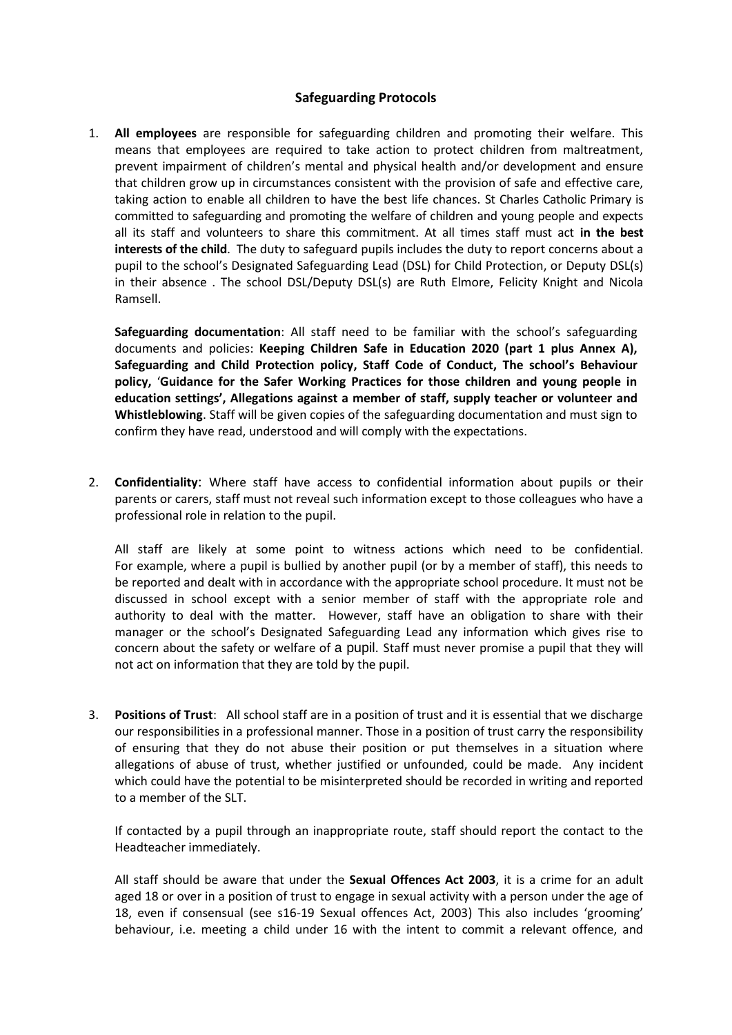## Safeguarding Protocols

1. **All employees** are responsible for safeguarding children and promoting their welfare. This means that employees are required to take action to protect children from maltreatment, prevent impairment of children's mental and physical health and/or development and ensure that children grow up in circumstances consistent with the provision of safe and effective care, taking action to enable all children to have the best life chances. St Charles Catholic Primary is committed to safeguarding and promoting the welfare of children and young people and expects all its staff and volunteers to share this commitment. At all times staff must act **in the best interests of the child**. The duty to safeguard pupils includes the duty to report concerns about a pupil to the school's Designated Safeguarding Lead (DSL) for Child Protection, or Deputy DSL(s) in their absence . The school DSL/Deputy DSL(s) are Ruth Elmore, Felicity Knight and Nicola Ramsell.

   **Safeguarding documentation**: All staff need to be familiar with the school's safeguarding documents and policies: **Keeping Children Safe in Education 2020 (part 1 plus Annex A), Safeguarding and Child Protection policy, Staff Code of Conduct, The school's Behaviour policy,** '**Guidance for the Safer Working Practices for those children and young people in education settings', Allegations against a member of staff, supply teacher or volunteer and Whistleblowing**. Staff will be given copies of the safeguarding documentation and must sign to confirm they have read, understood and will comply with the expectations.

2. **Confidentiality**: Where staff have access to confidential information about pupils or their parents or carers, staff must not reveal such information except to those colleagues who have a professional role in relation to the pupil.

   All staff are likely at some point to witness actions which need to be confidential. For example, where a pupil is bullied by another pupil (or by a member of staff), this needs to be reported and dealt with in accordance with the appropriate school procedure. It must not be discussed in school except with a senior member of staff with the appropriate role and authority to deal with the matter. However, staff have an obligation to share with their manager or the school's Designated Safeguarding Lead any information which gives rise to concern about the safety or welfare of a pupil. Staff must never promise a pupil that they will not act on information that they are told by the pupil.

3. **Positions of Trust**: All school staff are in a position of trust and it is essential that we discharge our responsibilities in a professional manner. Those in a position of trust carry the responsibility of ensuring that they do not abuse their position or put themselves in a situation where allegations of abuse of trust, whether justified or unfounded, could be made. Any incident which could have the potential to be misinterpreted should be recorded in writing and reported to a member of the SLT.

   If contacted by a pupil through an inappropriate route, staff should report the contact to the Headteacher immediately.

   All staff should be aware that under the **Sexual Offences Act 2003**, it is a crime for an adult aged 18 or over in a position of trust to engage in sexual activity with a person under the age of 18, even if consensual (see s16-19 Sexual offences Act, 2003) This also includes 'grooming' behaviour, i.e. meeting a child under 16 with the intent to commit a relevant offence, and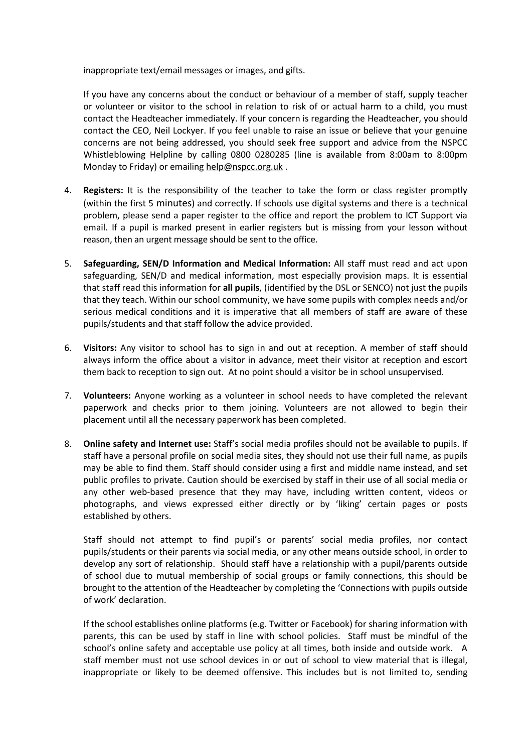inappropriate text/email messages or images, and gifts.

If you have any concerns about the conduct or behaviour of a member of staff, supply teacher or volunteer or visitor to the school in relation to risk of or actual harm to a child, you must contact the Headteacher immediately. If your concern is regarding the Headteacher, you should contact the CEO, Neil Lockyer. If you feel unable to raise an issue or believe that your genuine concerns are not being addressed, you should seek free support and advice from the NSPCC Whistleblowing Helpline by calling 0800 0280285 (line is available from 8:00am to 8:00pm Monday to Friday) or emailing help@nspcc.org.uk .

4. **Registers:** It is the responsibility of the teacher to take the form or class register promptly (within the first 5 minutes) and correctly. If schools use digital systems and there is a technical problem, please send a paper register to the office and report the problem to ICT Support via email. If a pupil is marked present in earlier registers but is missing from your lesson without reason, then an urgent message should be sent to the office.

5. **Safeguarding, SEN/D Information and Medical Information:** All staff must read and act upon safeguarding, SEN/D and medical information, most especially provision maps. It is essential that staff read this information for **all pupils**, (identified by the DSL or SENCO) not just the pupils that they teach. Within our school community, we have some pupils with complex needs and/or serious medical conditions and it is imperative that all members of staff are aware of these pupils/students and that staff follow the advice provided.

6. **Visitors:** Any visitor to school has to sign in and out at reception. A member of staff should always inform the office about a visitor in advance, meet their visitor at reception and escort them back to reception to sign out. At no point should a visitor be in school unsupervised.

7. **Volunteers:** Anyone working as a volunteer in school needs to have completed the relevant paperwork and checks prior to them joining. Volunteers are not allowed to begin their placement until all the necessary paperwork has been completed.

8. **Online safety and Internet use:** Staff's social media profiles should not be available to pupils. If staff have a personal profile on social media sites, they should not use their full name, as pupils may be able to find them. Staff should consider using a first and middle name instead, and set public profiles to private. Caution should be exercised by staff in their use of all social media or any other web-based presence that they may have, including written content, videos or photographs, and views expressed either directly or by 'liking' certain pages or posts established by others.

   Staff should not attempt to find pupil's or parents' social media profiles, nor contact pupils/students or their parents via social media, or any other means outside school, in order to develop any sort of relationship. Should staff have a relationship with a pupil/parents outside of school due to mutual membership of social groups or family connections, this should be brought to the attention of the Headteacher by completing the 'Connections with pupils outside of work' declaration.

   If the school establishes online platforms (e.g. Twitter or Facebook) for sharing information with parents, this can be used by staff in line with school policies. Staff must be mindful of the school's online safety and acceptable use policy at all times, both inside and outside work. A staff member must not use school devices in or out of school to view material that is illegal, inappropriate or likely to be deemed offensive. This includes but is not limited to, sending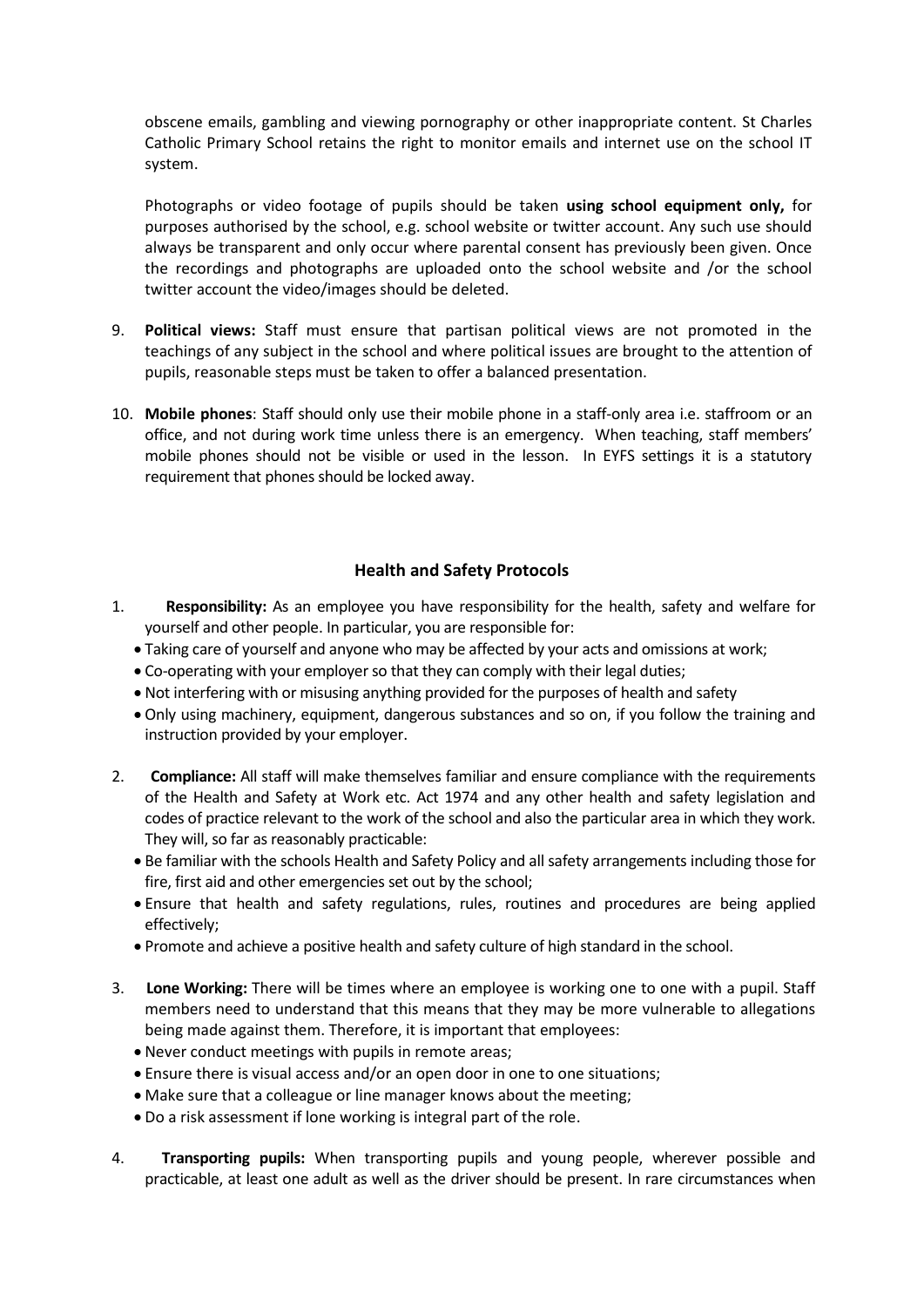obscene emails, gambling and viewing pornography or other inappropriate content. St Charles Catholic Primary School retains the right to monitor emails and internet use on the school IT system.

Photographs or video footage of pupils should be taken **using school equipment only,** for purposes authorised by the school, e.g. school website or twitter account. Any such use should always be transparent and only occur where parental consent has previously been given. Once the recordings and photographs are uploaded onto the school website and /or the school twitter account the video/images should be deleted.

9. **Political views:** Staff must ensure that partisan political views are not promoted in the teachings of any subject in the school and where political issues are brought to the attention of pupils, reasonable steps must be taken to offer a balanced presentation.

10. **Mobile phones**: Staff should only use their mobile phone in a staff-only area i.e. staffroom or an office, and not during work time unless there is an emergency. When teaching, staff members' mobile phones should not be visible or used in the lesson. In EYFS settings it is a statutory requirement that phones should be locked away.

## Health and Safety Protocols

1. **Responsibility:** As an employee you have responsibility for the health, safety and welfare for yourself and other people. In particular, you are responsible for:
   - Taking care of yourself and anyone who may be affected by your acts and omissions at work;
   - Co-operating with your employer so that they can comply with their legal duties;
   - Not interfering with or misusing anything provided for the purposes of health and safety
   - Only using machinery, equipment, dangerous substances and so on, if you follow the training and instruction provided by your employer.

2. **Compliance:** All staff will make themselves familiar and ensure compliance with the requirements of the Health and Safety at Work etc. Act 1974 and any other health and safety legislation and codes of practice relevant to the work of the school and also the particular area in which they work. They will, so far as reasonably practicable:
   - Be familiar with the schools Health and Safety Policy and all safety arrangements including those for fire, first aid and other emergencies set out by the school;
   - Ensure that health and safety regulations, rules, routines and procedures are being applied effectively;
   - Promote and achieve a positive health and safety culture of high standard in the school.

3. **Lone Working:** There will be times where an employee is working one to one with a pupil. Staff members need to understand that this means that they may be more vulnerable to allegations being made against them. Therefore, it is important that employees:
   - Never conduct meetings with pupils in remote areas;
   - Ensure there is visual access and/or an open door in one to one situations;
   - Make sure that a colleague or line manager knows about the meeting;
   - Do a risk assessment if lone working is integral part of the role.

4. **Transporting pupils:** When transporting pupils and young people, wherever possible and practicable, at least one adult as well as the driver should be present. In rare circumstances when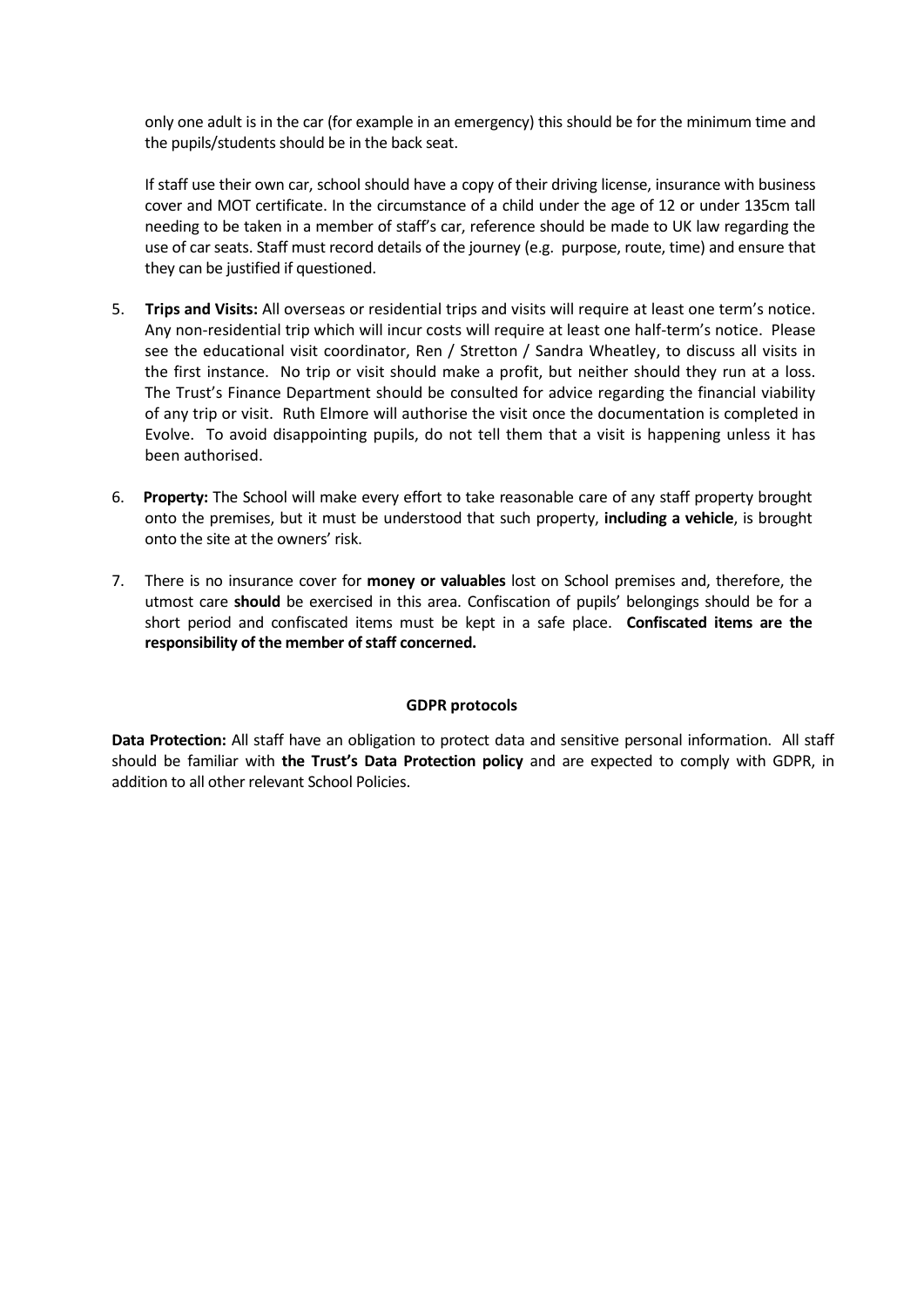only one adult is in the car (for example in an emergency) this should be for the minimum time and the pupils/students should be in the back seat.

If staff use their own car, school should have a copy of their driving license, insurance with business cover and MOT certificate. In the circumstance of a child under the age of 12 or under 135cm tall needing to be taken in a member of staff's car, reference should be made to UK law regarding the use of car seats. Staff must record details of the journey (e.g. purpose, route, time) and ensure that they can be justified if questioned.

5. **Trips and Visits:** All overseas or residential trips and visits will require at least one term's notice. Any non-residential trip which will incur costs will require at least one half-term's notice. Please see the educational visit coordinator, Ren / Stretton / Sandra Wheatley, to discuss all visits in the first instance. No trip or visit should make a profit, but neither should they run at a loss. The Trust's Finance Department should be consulted for advice regarding the financial viability of any trip or visit. Ruth Elmore will authorise the visit once the documentation is completed in Evolve. To avoid disappointing pupils, do not tell them that a visit is happening unless it has been authorised.

6. **Property:** The School will make every effort to take reasonable care of any staff property brought onto the premises, but it must be understood that such property, **including a vehicle**, is brought onto the site at the owners' risk.

7. There is no insurance cover for **money or valuables** lost on School premises and, therefore, the utmost care **should** be exercised in this area. Confiscation of pupils' belongings should be for a short period and confiscated items must be kept in a safe place. **Confiscated items are the responsibility of the member of staff concerned.**

**GDPR protocols**

**Data Protection:** All staff have an obligation to protect data and sensitive personal information. All staff should be familiar with **the Trust's Data Protection policy** and are expected to comply with GDPR, in addition to all other relevant School Policies.